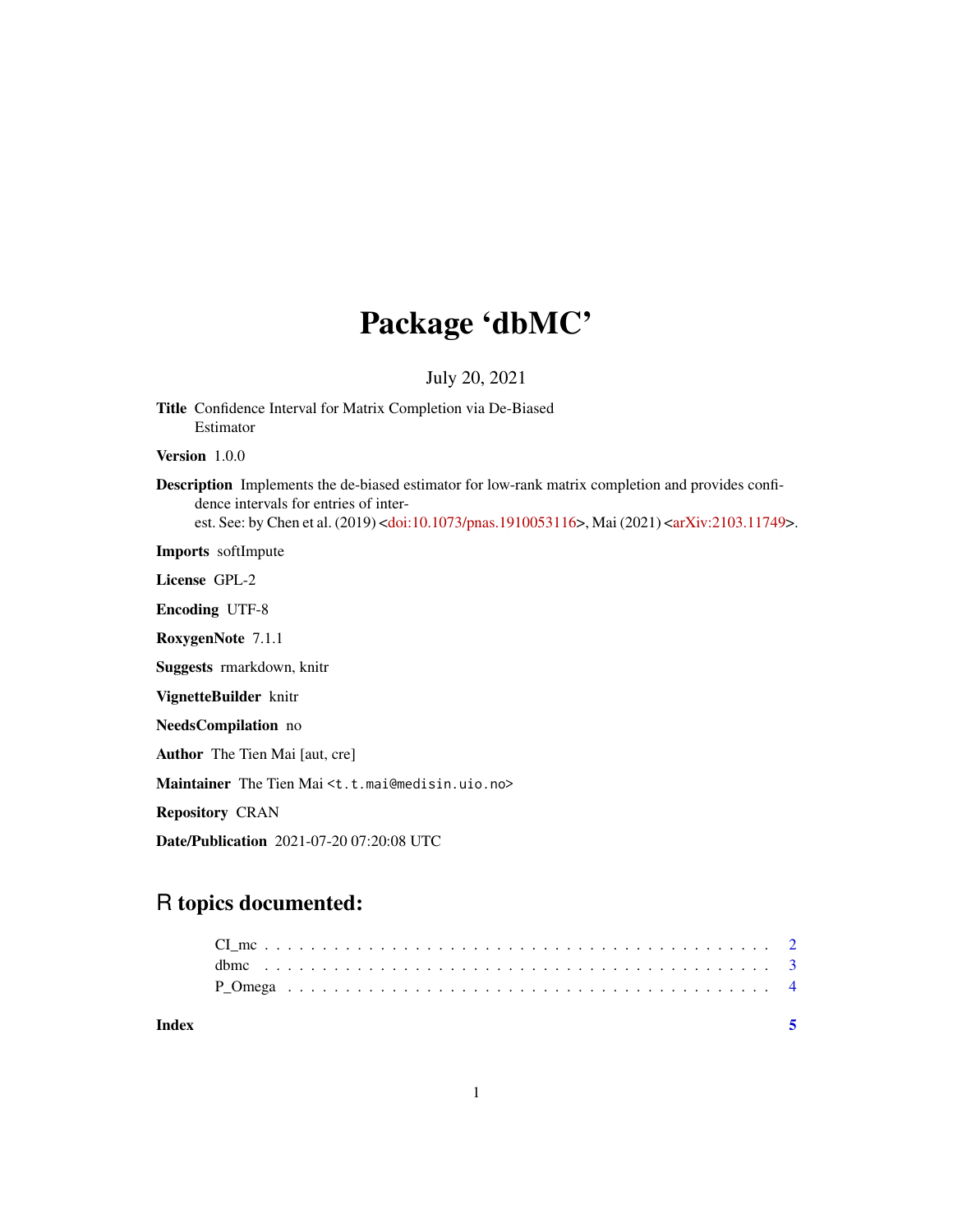# Package 'dbMC'

July 20, 2021

**Title** Confidence Interval for Matrix Completion via De-Biased Estimator

**Version** 1.0.0

**Description** Implements the de-biased estimator for low-rank matrix completion and provides confidence intervals for entries of interest. See: by Chen et al. (2019) <doi:10.1073/pnas.1910053116>, Mai (2021) <arXiv:2103.11749>.

**Imports** softImpute

**License** GPL-2

**Encoding** UTF-8

**RoxygenNote** 7.1.1

**Suggests** rmarkdown, knitr

**VignetteBuilder** knitr

**NeedsCompilation** no

**Author** The Tien Mai [aut, cre]

**Maintainer** The Tien Mai <t.t.mai@medisin.uio.no>

**Repository** CRAN

**Date/Publication** 2021-07-20 07:20:08 UTC

## R topics documented:

- CI_mc . . . . . . . . . . . . . . . . . . . . . . . . . . . . . . . . . . . . . . . . . . 2
- dbmc . . . . . . . . . . . . . . . . . . . . . . . . . . . . . . . . . . . . . . . . . . 3
- P_Omega . . . . . . . . . . . . . . . . . . . . . . . . . . . . . . . . . . . . . . . . 4

**Index** **5**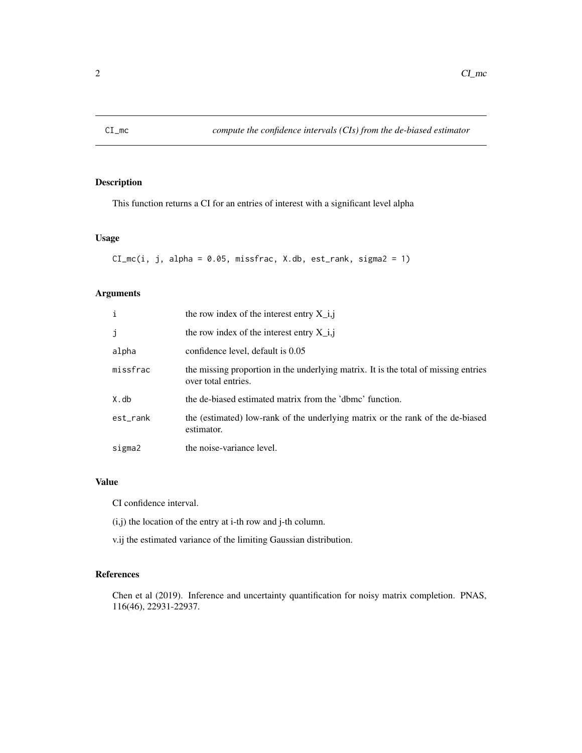# CI_mc — *compute the confidence intervals (CIs) from the de-biased estimator*

## Description

This function returns a CI for an entries of interest with a significant level alpha

## Usage

```
CI_mc(i, j, alpha = 0.05, missfrac, X.db, est_rank, sigma2 = 1)
```

## Arguments

| | |
|---|---|
| i | the row index of the interest entry X_i,j |
| j | the row index of the interest entry X_i,j |
| alpha | confidence level, default is 0.05 |
| missfrac | the missing proportion in the underlying matrix. It is the total of missing entries over total entries. |
| X.db | the de-biased estimated matrix from the 'dbmc' function. |
| est_rank | the (estimated) low-rank of the underlying matrix or the rank of the de-biased estimator. |
| sigma2 | the noise-variance level. |

## Value

CI confidence interval.

(i,j) the location of the entry at i-th row and j-th column.

v.ij the estimated variance of the limiting Gaussian distribution.

## References

Chen et al (2019). Inference and uncertainty quantification for noisy matrix completion. PNAS, 116(46), 22931-22937.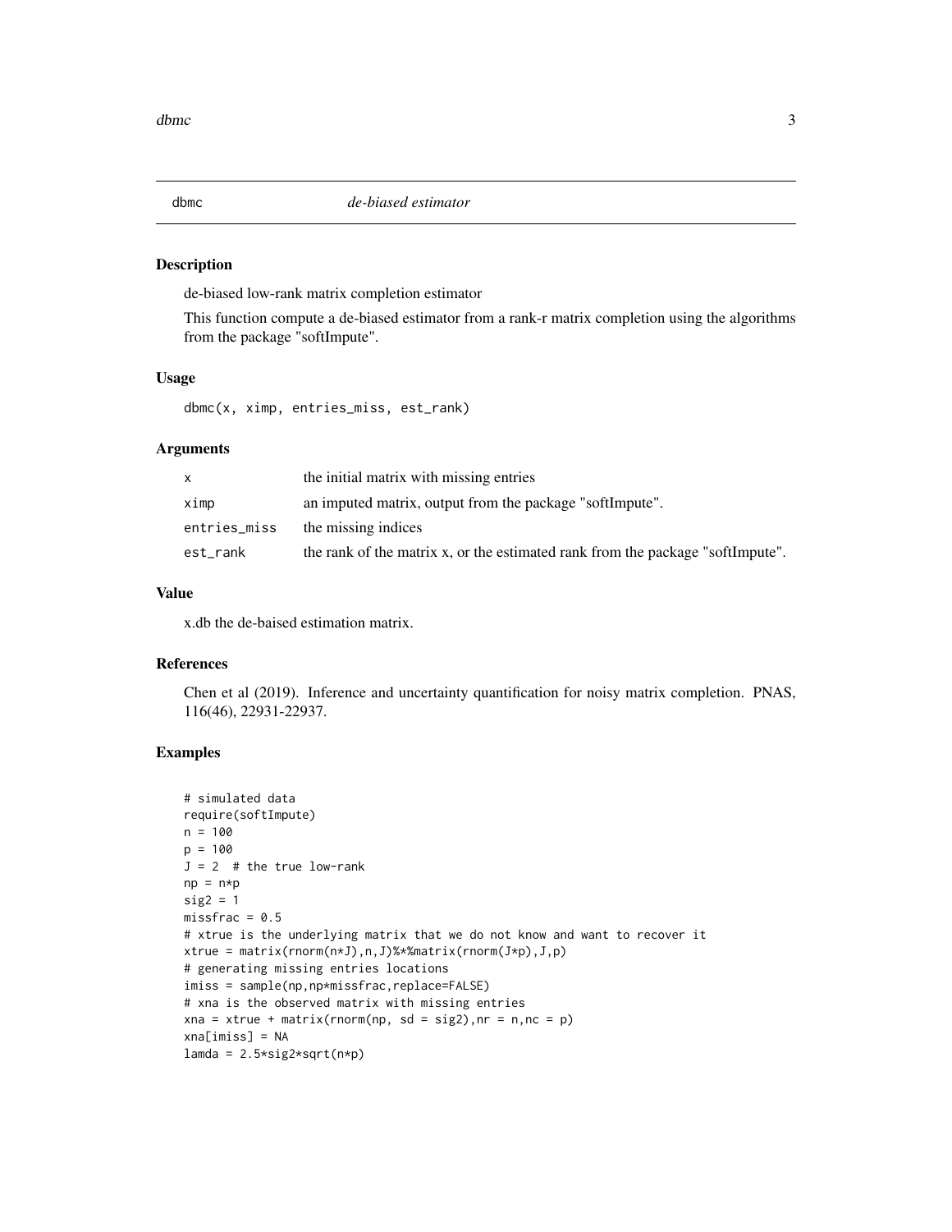## dbmc *de-biased estimator*

### Description

de-biased low-rank matrix completion estimator

This function compute a de-biased estimator from a rank-r matrix completion using the algorithms from the package "softImpute".

### Usage

```
dbmc(x, ximp, entries_miss, est_rank)
```

### Arguments

| | |
|---|---|
| x | the initial matrix with missing entries |
| ximp | an imputed matrix, output from the package "softImpute". |
| entries_miss | the missing indices |
| est_rank | the rank of the matrix x, or the estimated rank from the package "softImpute". |

### Value

x.db the de-baised estimation matrix.

### References

Chen et al (2019). Inference and uncertainty quantification for noisy matrix completion. PNAS, 116(46), 22931-22937.

### Examples

```
# simulated data
require(softImpute)
n = 100
p = 100
J = 2  # the true low-rank
np = n*p
sig2 = 1
missfrac = 0.5
# xtrue is the underlying matrix that we do not know and want to recover it
xtrue = matrix(rnorm(n*J),n,J)%*%matrix(rnorm(J*p),J,p)
# generating missing entries locations
imiss = sample(np,np*missfrac,replace=FALSE)
# xna is the observed matrix with missing entries
xna = xtrue + matrix(rnorm(np, sd = sig2),nr = n,nc = p)
xna[imiss] = NA
lamda = 2.5*sig2*sqrt(n*p)
```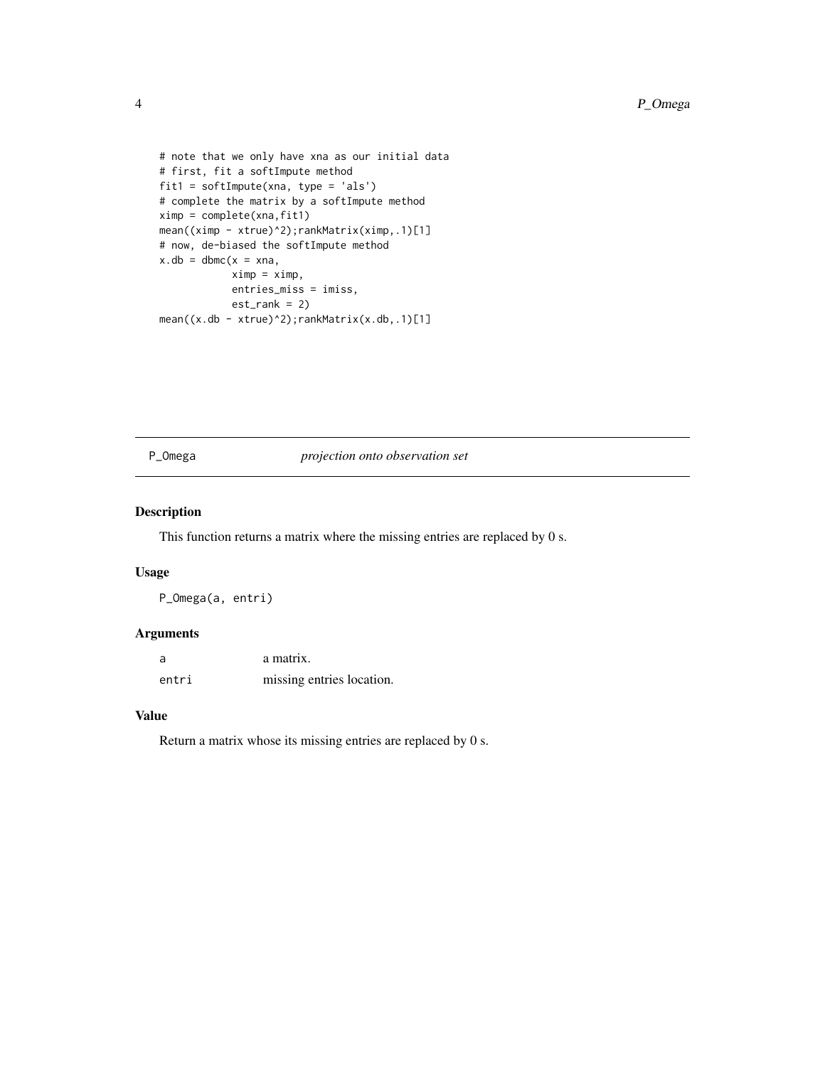```
# note that we only have xna as our initial data
# first, fit a softImpute method
fit1 = softImpute(xna, type = 'als')
# complete the matrix by a softImpute method
ximp = complete(xna,fit1)
mean((ximp - xtrue)^2);rankMatrix(ximp,.1)[1]
# now, de-biased the softImpute method
x.db = dbmc(x = xna,
            ximp = ximp,
            entries_miss = imiss,
            est_rank = 2)
mean((x.db - xtrue)^2);rankMatrix(x.db,.1)[1]
```

## P_Omega — *projection onto observation set*

### Description

This function returns a matrix where the missing entries are replaced by 0 s.

### Usage

```
P_Omega(a, entri)
```

### Arguments

| | |
|---|---|
| a | a matrix. |
| entri | missing entries location. |

### Value

Return a matrix whose its missing entries are replaced by 0 s.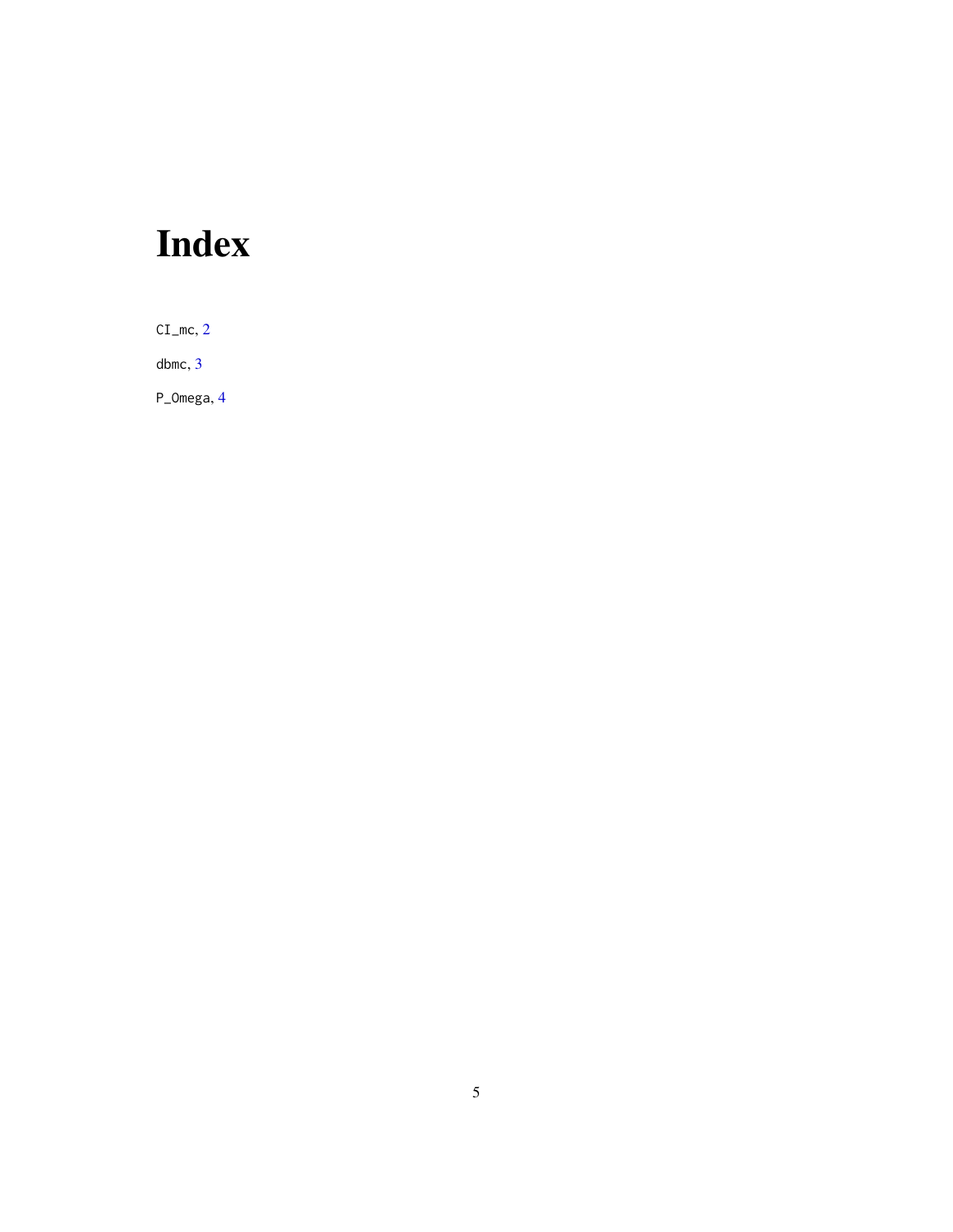# Index

CI_mc, 2

dbmc, 3

P_Omega, 4